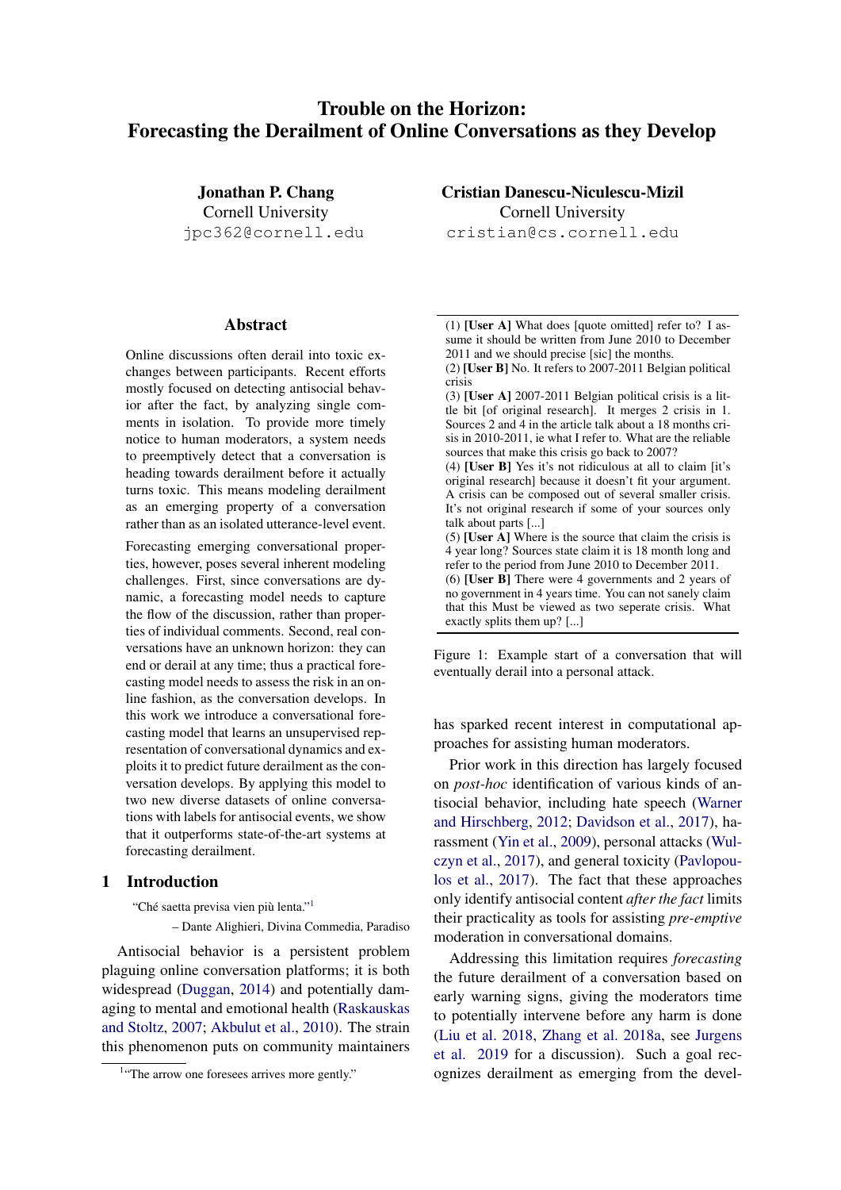# Trouble on the Horizon: Forecasting the Derailment of Online Conversations as they Develop

**Jonathan P. Chang**
Cornell University
jpc362@cornell.edu

**Cristian Danescu-Niculescu-Mizil**
Cornell University
cristian@cs.cornell.edu

## Abstract

Online discussions often derail into toxic exchanges between participants. Recent efforts mostly focused on detecting antisocial behavior after the fact, by analyzing single comments in isolation. To provide more timely notice to human moderators, a system needs to preemptively detect that a conversation is heading towards derailment before it actually turns toxic. This means modeling derailment as an emerging property of a conversation rather than as an isolated utterance-level event.

Forecasting emerging conversational properties, however, poses several inherent modeling challenges. First, since conversations are dynamic, a forecasting model needs to capture the flow of the discussion, rather than properties of individual comments. Second, real conversations have an unknown horizon: they can end or derail at any time; thus a practical forecasting model needs to assess the risk in an online fashion, as the conversation develops. In this work we introduce a conversational forecasting model that learns an unsupervised representation of conversational dynamics and exploits it to predict future derailment as the conversation develops. By applying this model to two new diverse datasets of online conversations with labels for antisocial events, we show that it outperforms state-of-the-art systems at forecasting derailment.

## 1 Introduction

"Ché saetta previsa vien più lenta."[1]

– Dante Alighieri, Divina Commedia, Paradiso

Antisocial behavior is a persistent problem plaguing online conversation platforms; it is both widespread (Duggan, 2014) and potentially damaging to mental and emotional health (Raskauskas and Stoltz, 2007; Akbulut et al., 2010). The strain this phenomenon puts on community maintainers has sparked recent interest in computational approaches for assisting human moderators.

> (1) **[User A]** What does [quote omitted] refer to? I assume it should be written from June 2010 to December 2011 and we should precise [sic] the months.
> (2) **[User B]** No. It refers to 2007-2011 Belgian political crisis
> (3) **[User A]** 2007-2011 Belgian political crisis is a little bit [of original research]. It merges 2 crisis in 1. Sources 2 and 4 in the article talk about a 18 months crisis in 2010-2011, ie what I refer to. What are the reliable sources that make this crisis go back to 2007?
> (4) **[User B]** Yes it's not ridiculous at all to claim [it's original research] because it doesn't fit your argument. A crisis can be composed out of several smaller crisis. It's not original research if some of your sources only talk about parts [...]
> (5) **[User A]** Where is the source that claim the crisis is 4 year long? Sources state claim it is 18 month long and refer to the period from June 2010 to December 2011.
> (6) **[User B]** There were 4 governments and 2 years of no government in 4 years time. You can not sanely claim that this Must be viewed as two seperate crisis. What exactly splits them up? [...]

Figure 1: Example start of a conversation that will eventually derail into a personal attack.

Prior work in this direction has largely focused on *post-hoc* identification of various kinds of antisocial behavior, including hate speech (Warner and Hirschberg, 2012; Davidson et al., 2017), harassment (Yin et al., 2009), personal attacks (Wulczyn et al., 2017), and general toxicity (Pavlopoulos et al., 2017). The fact that these approaches only identify antisocial content *after the fact* limits their practicality as tools for assisting *pre-emptive* moderation in conversational domains.

Addressing this limitation requires *forecasting* the future derailment of a conversation based on early warning signs, giving the moderators time to potentially intervene before any harm is done (Liu et al. 2018, Zhang et al. 2018a, see Jurgens et al. 2019 for a discussion). Such a goal recognizes derailment as emerging from the devel-

[1] "The arrow one foresees arrives more gently."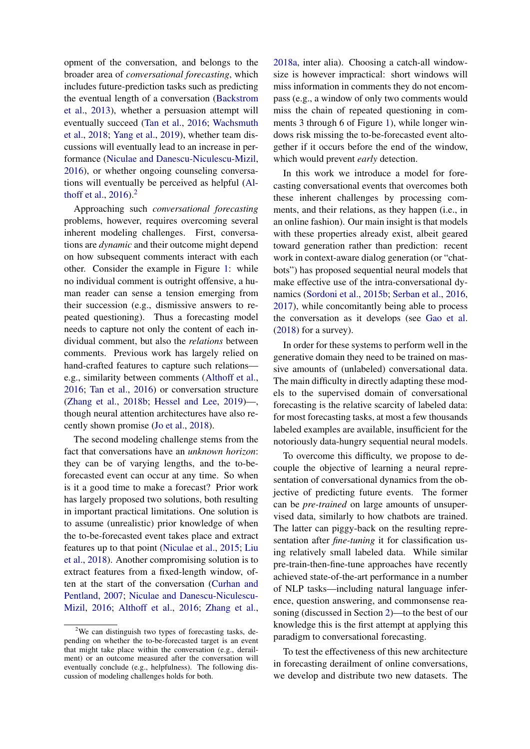opment of the conversation, and belongs to the broader area of *conversational forecasting*, which includes future-prediction tasks such as predicting the eventual length of a conversation (Backstrom et al., 2013), whether a persuasion attempt will eventually succeed (Tan et al., 2016; Wachsmuth et al., 2018; Yang et al., 2019), whether team discussions will eventually lead to an increase in performance (Niculae and Danescu-Niculescu-Mizil, 2016), or whether ongoing counseling conversations will eventually be perceived as helpful (Althoff et al., 2016).[2]

Approaching such *conversational forecasting* problems, however, requires overcoming several inherent modeling challenges. First, conversations are *dynamic* and their outcome might depend on how subsequent comments interact with each other. Consider the example in Figure 1: while no individual comment is outright offensive, a human reader can sense a tension emerging from their succession (e.g., dismissive answers to repeated questioning). Thus a forecasting model needs to capture not only the content of each individual comment, but also the *relations* between comments. Previous work has largely relied on hand-crafted features to capture such relations—e.g., similarity between comments (Althoff et al., 2016; Tan et al., 2016) or conversation structure (Zhang et al., 2018b; Hessel and Lee, 2019)—, though neural attention architectures have also recently shown promise (Jo et al., 2018).

The second modeling challenge stems from the fact that conversations have an *unknown horizon*: they can be of varying lengths, and the to-be-forecasted event can occur at any time. So when is it a good time to make a forecast? Prior work has largely proposed two solutions, both resulting in important practical limitations. One solution is to assume (unrealistic) prior knowledge of when the to-be-forecasted event takes place and extract features up to that point (Niculae et al., 2015; Liu et al., 2018). Another compromising solution is to extract features from a fixed-length window, often at the start of the conversation (Curhan and Pentland, 2007; Niculae and Danescu-Niculescu-Mizil, 2016; Althoff et al., 2016; Zhang et al., 2018a, inter alia). Choosing a catch-all window-size is however impractical: short windows will miss information in comments they do not encompass (e.g., a window of only two comments would miss the chain of repeated questioning in comments 3 through 6 of Figure 1), while longer windows risk missing the to-be-forecasted event altogether if it occurs before the end of the window, which would prevent *early* detection.

In this work we introduce a model for forecasting conversational events that overcomes both these inherent challenges by processing comments, and their relations, as they happen (i.e., in an online fashion). Our main insight is that models with these properties already exist, albeit geared toward generation rather than prediction: recent work in context-aware dialog generation (or "chatbots") has proposed sequential neural models that make effective use of the intra-conversational dynamics (Sordoni et al., 2015b; Serban et al., 2016, 2017), while concomitantly being able to process the conversation as it develops (see Gao et al. (2018) for a survey).

In order for these systems to perform well in the generative domain they need to be trained on massive amounts of (unlabeled) conversational data. The main difficulty in directly adapting these models to the supervised domain of conversational forecasting is the relative scarcity of labeled data: for most forecasting tasks, at most a few thousands labeled examples are available, insufficient for the notoriously data-hungry sequential neural models.

To overcome this difficulty, we propose to decouple the objective of learning a neural representation of conversational dynamics from the objective of predicting future events. The former can be *pre-trained* on large amounts of unsupervised data, similarly to how chatbots are trained. The latter can piggy-back on the resulting representation after *fine-tuning* it for classification using relatively small labeled data. While similar pre-train-then-fine-tune approaches have recently achieved state-of-the-art performance in a number of NLP tasks—including natural language inference, question answering, and commonsense reasoning (discussed in Section 2)—to the best of our knowledge this is the first attempt at applying this paradigm to conversational forecasting.

To test the effectiveness of this new architecture in forecasting derailment of online conversations, we develop and distribute two new datasets. The

[2] We can distinguish two types of forecasting tasks, depending on whether the to-be-forecasted target is an event that might take place within the conversation (e.g., derailment) or an outcome measured after the conversation will eventually conclude (e.g., helpfulness). The following discussion of modeling challenges holds for both.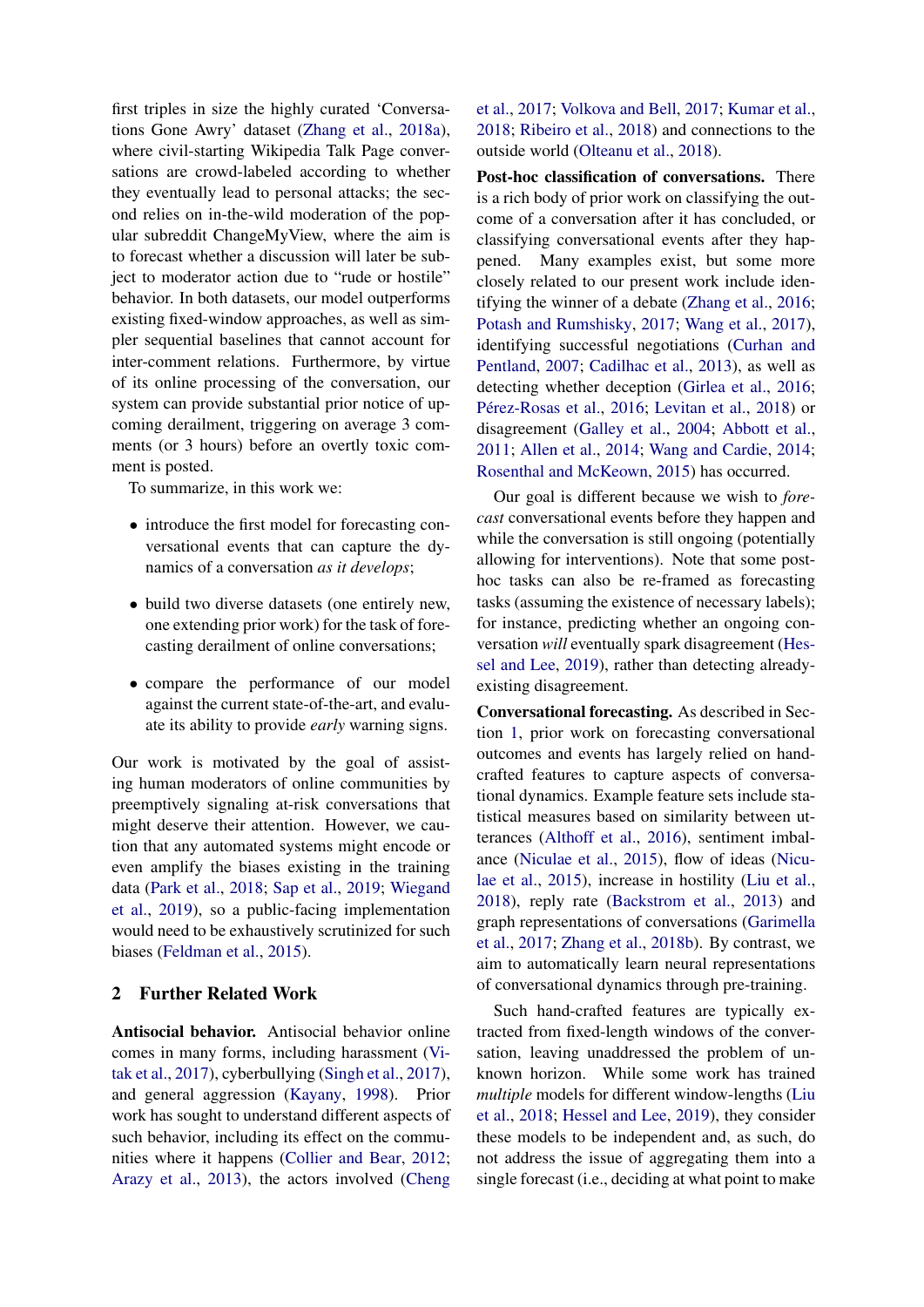first triples in size the highly curated 'Conversations Gone Awry' dataset (Zhang et al., 2018a), where civil-starting Wikipedia Talk Page conversations are crowd-labeled according to whether they eventually lead to personal attacks; the second relies on in-the-wild moderation of the popular subreddit ChangeMyView, where the aim is to forecast whether a discussion will later be subject to moderator action due to "rude or hostile" behavior. In both datasets, our model outperforms existing fixed-window approaches, as well as simpler sequential baselines that cannot account for inter-comment relations. Furthermore, by virtue of its online processing of the conversation, our system can provide substantial prior notice of upcoming derailment, triggering on average 3 comments (or 3 hours) before an overtly toxic comment is posted.

To summarize, in this work we:

- introduce the first model for forecasting conversational events that can capture the dynamics of a conversation *as it develops*;
- build two diverse datasets (one entirely new, one extending prior work) for the task of forecasting derailment of online conversations;
- compare the performance of our model against the current state-of-the-art, and evaluate its ability to provide *early* warning signs.

Our work is motivated by the goal of assisting human moderators of online communities by preemptively signaling at-risk conversations that might deserve their attention. However, we caution that any automated systems might encode or even amplify the biases existing in the training data (Park et al., 2018; Sap et al., 2019; Wiegand et al., 2019), so a public-facing implementation would need to be exhaustively scrutinized for such biases (Feldman et al., 2015).

## 2 Further Related Work

**Antisocial behavior.** Antisocial behavior online comes in many forms, including harassment (Vitak et al., 2017), cyberbullying (Singh et al., 2017), and general aggression (Kayany, 1998). Prior work has sought to understand different aspects of such behavior, including its effect on the communities where it happens (Collier and Bear, 2012; Arazy et al., 2013), the actors involved (Cheng et al., 2017; Volkova and Bell, 2017; Kumar et al., 2018; Ribeiro et al., 2018) and connections to the outside world (Olteanu et al., 2018).

**Post-hoc classification of conversations.** There is a rich body of prior work on classifying the outcome of a conversation after it has concluded, or classifying conversational events after they happened. Many examples exist, but some more closely related to our present work include identifying the winner of a debate (Zhang et al., 2016; Potash and Rumshisky, 2017; Wang et al., 2017), identifying successful negotiations (Curhan and Pentland, 2007; Cadilhac et al., 2013), as well as detecting whether deception (Girlea et al., 2016; Pérez-Rosas et al., 2016; Levitan et al., 2018) or disagreement (Galley et al., 2004; Abbott et al., 2011; Allen et al., 2014; Wang and Cardie, 2014; Rosenthal and McKeown, 2015) has occurred.

Our goal is different because we wish to *forecast* conversational events before they happen and while the conversation is still ongoing (potentially allowing for interventions). Note that some post-hoc tasks can also be re-framed as forecasting tasks (assuming the existence of necessary labels); for instance, predicting whether an ongoing conversation *will* eventually spark disagreement (Hessel and Lee, 2019), rather than detecting already-existing disagreement.

**Conversational forecasting.** As described in Section 1, prior work on forecasting conversational outcomes and events has largely relied on hand-crafted features to capture aspects of conversational dynamics. Example feature sets include statistical measures based on similarity between utterances (Althoff et al., 2016), sentiment imbalance (Niculae et al., 2015), flow of ideas (Niculae et al., 2015), increase in hostility (Liu et al., 2018), reply rate (Backstrom et al., 2013) and graph representations of conversations (Garimella et al., 2017; Zhang et al., 2018b). By contrast, we aim to automatically learn neural representations of conversational dynamics through pre-training.

Such hand-crafted features are typically extracted from fixed-length windows of the conversation, leaving unaddressed the problem of unknown horizon. While some work has trained *multiple* models for different window-lengths (Liu et al., 2018; Hessel and Lee, 2019), they consider these models to be independent and, as such, do not address the issue of aggregating them into a single forecast (i.e., deciding at what point to make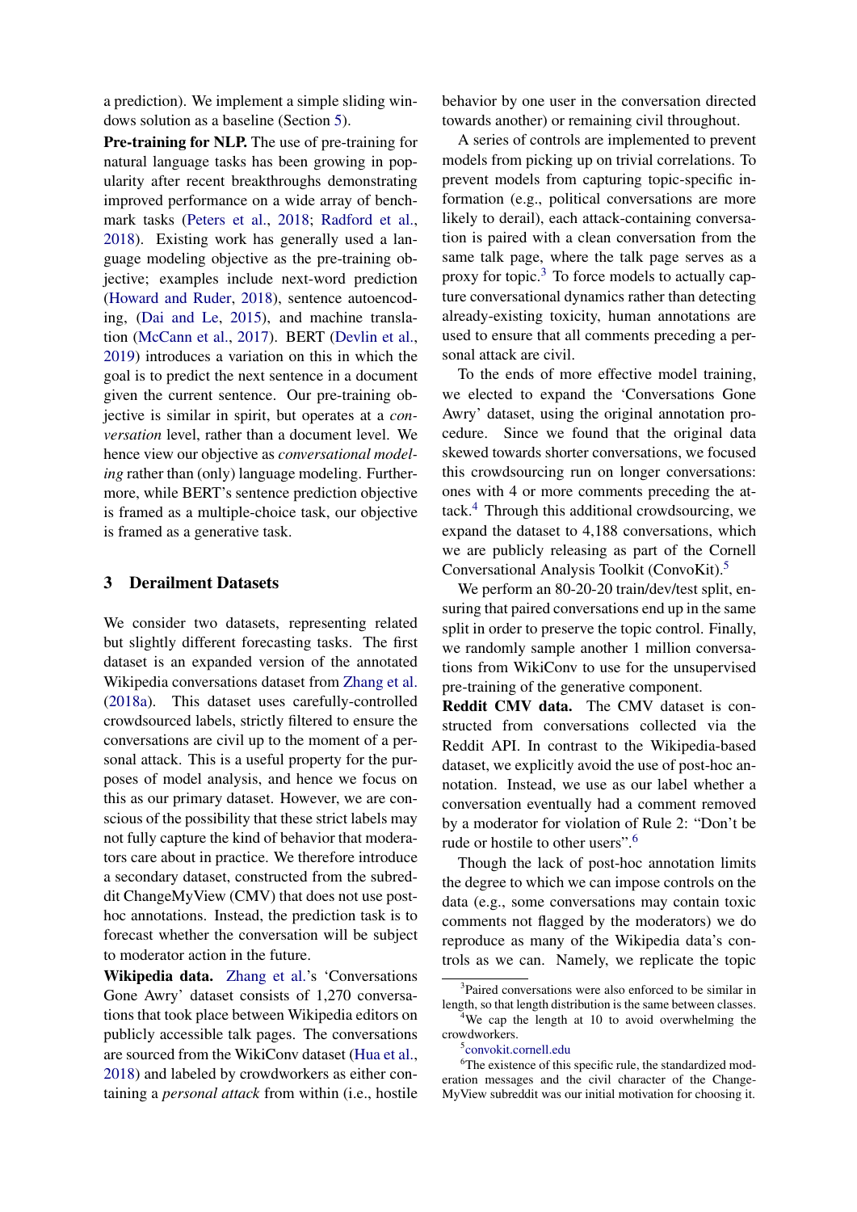a prediction). We implement a simple sliding windows solution as a baseline (Section 5).

**Pre-training for NLP.** The use of pre-training for natural language tasks has been growing in popularity after recent breakthroughs demonstrating improved performance on a wide array of benchmark tasks (Peters et al., 2018; Radford et al., 2018). Existing work has generally used a language modeling objective as the pre-training objective; examples include next-word prediction (Howard and Ruder, 2018), sentence autoencoding, (Dai and Le, 2015), and machine translation (McCann et al., 2017). BERT (Devlin et al., 2019) introduces a variation on this in which the goal is to predict the next sentence in a document given the current sentence. Our pre-training objective is similar in spirit, but operates at a *conversation* level, rather than a document level. We hence view our objective as *conversational modeling* rather than (only) language modeling. Furthermore, while BERT's sentence prediction objective is framed as a multiple-choice task, our objective is framed as a generative task.

## 3 Derailment Datasets

We consider two datasets, representing related but slightly different forecasting tasks. The first dataset is an expanded version of the annotated Wikipedia conversations dataset from Zhang et al. (2018a). This dataset uses carefully-controlled crowdsourced labels, strictly filtered to ensure the conversations are civil up to the moment of a personal attack. This is a useful property for the purposes of model analysis, and hence we focus on this as our primary dataset. However, we are conscious of the possibility that these strict labels may not fully capture the kind of behavior that moderators care about in practice. We therefore introduce a secondary dataset, constructed from the subreddit ChangeMyView (CMV) that does not use post-hoc annotations. Instead, the prediction task is to forecast whether the conversation will be subject to moderator action in the future.

**Wikipedia data.** Zhang et al.'s 'Conversations Gone Awry' dataset consists of 1,270 conversations that took place between Wikipedia editors on publicly accessible talk pages. The conversations are sourced from the WikiConv dataset (Hua et al., 2018) and labeled by crowdworkers as either containing a *personal attack* from within (i.e., hostile behavior by one user in the conversation directed towards another) or remaining civil throughout.

A series of controls are implemented to prevent models from picking up on trivial correlations. To prevent models from capturing topic-specific information (e.g., political conversations are more likely to derail), each attack-containing conversation is paired with a clean conversation from the same talk page, where the talk page serves as a proxy for topic.[3] To force models to actually capture conversational dynamics rather than detecting already-existing toxicity, human annotations are used to ensure that all comments preceding a personal attack are civil.

To the ends of more effective model training, we elected to expand the 'Conversations Gone Awry' dataset, using the original annotation procedure. Since we found that the original data skewed towards shorter conversations, we focused this crowdsourcing run on longer conversations: ones with 4 or more comments preceding the attack.[4] Through this additional crowdsourcing, we expand the dataset to 4,188 conversations, which we are publicly releasing as part of the Cornell Conversational Analysis Toolkit (ConvoKit).[5]

We perform an 80-20-20 train/dev/test split, ensuring that paired conversations end up in the same split in order to preserve the topic control. Finally, we randomly sample another 1 million conversations from WikiConv to use for the unsupervised pre-training of the generative component.

**Reddit CMV data.** The CMV dataset is constructed from conversations collected via the Reddit API. In contrast to the Wikipedia-based dataset, we explicitly avoid the use of post-hoc annotation. Instead, we use as our label whether a conversation eventually had a comment removed by a moderator for violation of Rule 2: "Don't be rude or hostile to other users".[6]

Though the lack of post-hoc annotation limits the degree to which we can impose controls on the data (e.g., some conversations may contain toxic comments not flagged by the moderators) we do reproduce as many of the Wikipedia data's controls as we can. Namely, we replicate the topic

[3] Paired conversations were also enforced to be similar in length, so that length distribution is the same between classes.

[4] We cap the length at 10 to avoid overwhelming the crowdworkers.

[5] convokit.cornell.edu

[6] The existence of this specific rule, the standardized moderation messages and the civil character of the ChangeMyView subreddit was our initial motivation for choosing it.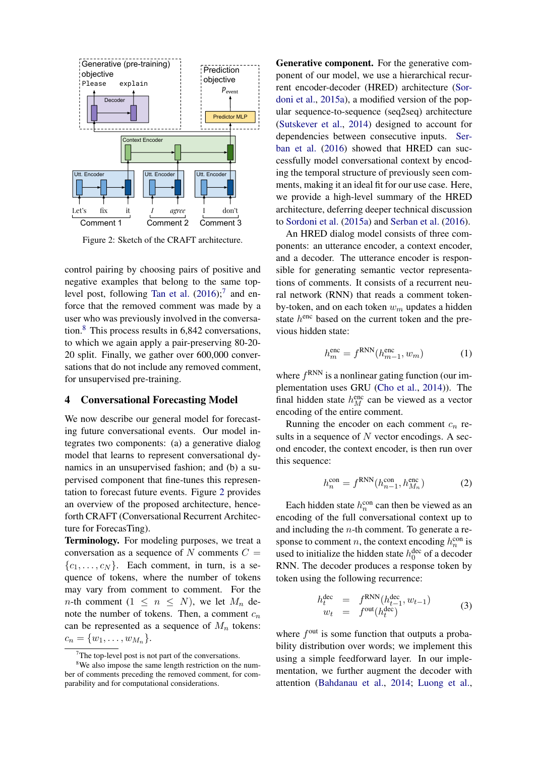Figure 2: Sketch of the CRAFT architecture.

control pairing by choosing pairs of positive and negative examples that belong to the same top-level post, following Tan et al. (2016);[7] and enforce that the removed comment was made by a user who was previously involved in the conversation.[8] This process results in 6,842 conversations, to which we again apply a pair-preserving 80-20-20 split. Finally, we gather over 600,000 conversations that do not include any removed comment, for unsupervised pre-training.

## 4 Conversational Forecasting Model

We now describe our general model for forecasting future conversational events. Our model integrates two components: (a) a generative dialog model that learns to represent conversational dynamics in an unsupervised fashion; and (b) a supervised component that fine-tunes this representation to forecast future events. Figure 2 provides an overview of the proposed architecture, henceforth CRAFT (Conversational Recurrent Architecture for ForecasTing).

**Terminology.** For modeling purposes, we treat a conversation as a sequence of $N$ comments $C = \{c_1, \ldots, c_N\}$. Each comment, in turn, is a sequence of tokens, where the number of tokens may vary from comment to comment. For the $n$-th comment ($1 \leq n \leq N$), we let $M_n$ denote the number of tokens. Then, a comment $c_n$ can be represented as a sequence of $M_n$ tokens: $c_n = \{w_1, \ldots, w_{M_n}\}$.

**Generative component.** For the generative component of our model, we use a hierarchical recurrent encoder-decoder (HRED) architecture (Sordoni et al., 2015a), a modified version of the popular sequence-to-sequence (seq2seq) architecture (Sutskever et al., 2014) designed to account for dependencies between consecutive inputs. Serban et al. (2016) showed that HRED can successfully model conversational context by encoding the temporal structure of previously seen comments, making it an ideal fit for our use case. Here, we provide a high-level summary of the HRED architecture, deferring deeper technical discussion to Sordoni et al. (2015a) and Serban et al. (2016).

An HRED dialog model consists of three components: an utterance encoder, a context encoder, and a decoder. The utterance encoder is responsible for generating semantic vector representations of comments. It consists of a recurrent neural network (RNN) that reads a comment token-by-token, and on each token $w_m$ updates a hidden state $h^{\text{enc}}$ based on the current token and the previous hidden state:

$$h^{\text{enc}}_m = f^{\text{RNN}}(h^{\text{enc}}_{m-1}, w_m) \tag{1}$$

where $f^{\text{RNN}}$ is a nonlinear gating function (our implementation uses GRU (Cho et al., 2014)). The final hidden state $h^{\text{enc}}_M$ can be viewed as a vector encoding of the entire comment.

Running the encoder on each comment $c_n$ results in a sequence of $N$ vector encodings. A second encoder, the context encoder, is then run over this sequence:

$$h^{\text{con}}_n = f^{\text{RNN}}(h^{\text{con}}_{n-1}, h^{\text{enc}}_{M_n}) \tag{2}$$

Each hidden state $h^{\text{con}}_n$ can then be viewed as an encoding of the full conversational context up to and including the $n$-th comment. To generate a response to comment $n$, the context encoding $h^{\text{con}}_n$ is used to initialize the hidden state $h^{\text{dec}}_0$ of a decoder RNN. The decoder produces a response token by token using the following recurrence:

$$\begin{aligned} h^{\text{dec}}_t &= f^{\text{RNN}}(h^{\text{dec}}_{t-1}, w_{t-1}) \\ w_t &= f^{\text{out}}(h^{\text{dec}}_t) \end{aligned} \tag{3}$$

where $f^{\text{out}}$ is some function that outputs a probability distribution over words; we implement this using a simple feedforward layer. In our implementation, we further augment the decoder with attention (Bahdanau et al., 2014; Luong et al.,

[7] The top-level post is not part of the conversations.

[8] We also impose the same length restriction on the number of comments preceding the removed comment, for comparability and for computational considerations.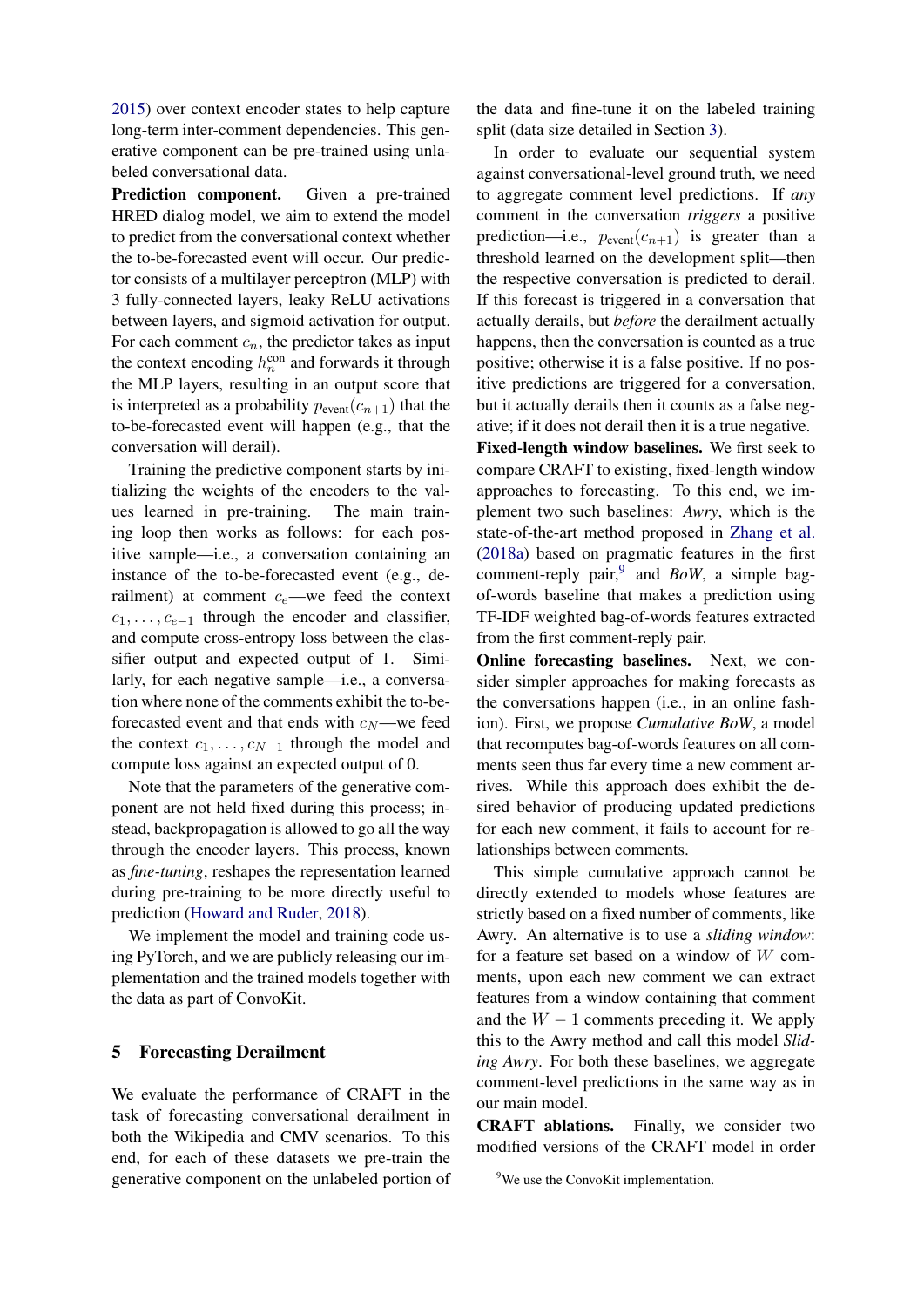2015) over context encoder states to help capture long-term inter-comment dependencies. This generative component can be pre-trained using unlabeled conversational data.

**Prediction component.** Given a pre-trained HRED dialog model, we aim to extend the model to predict from the conversational context whether the to-be-forecasted event will occur. Our predictor consists of a multilayer perceptron (MLP) with 3 fully-connected layers, leaky ReLU activations between layers, and sigmoid activation for output. For each comment $c_n$, the predictor takes as input the context encoding $h_n^{\text{con}}$ and forwards it through the MLP layers, resulting in an output score that is interpreted as a probability $p_{\text{event}}(c_{n+1})$ that the to-be-forecasted event will happen (e.g., that the conversation will derail).

Training the predictive component starts by initializing the weights of the encoders to the values learned in pre-training. The main training loop then works as follows: for each positive sample—i.e., a conversation containing an instance of the to-be-forecasted event (e.g., derailment) at comment $c_e$—we feed the context $c_1, \ldots, c_{e-1}$ through the encoder and classifier, and compute cross-entropy loss between the classifier output and expected output of 1. Similarly, for each negative sample—i.e., a conversation where none of the comments exhibit the to-be-forecasted event and that ends with $c_N$—we feed the context $c_1, \ldots, c_{N-1}$ through the model and compute loss against an expected output of 0.

Note that the parameters of the generative component are not held fixed during this process; instead, backpropagation is allowed to go all the way through the encoder layers. This process, known as *fine-tuning*, reshapes the representation learned during pre-training to be more directly useful to prediction (Howard and Ruder, 2018).

We implement the model and training code using PyTorch, and we are publicly releasing our implementation and the trained models together with the data as part of ConvoKit.

## 5 Forecasting Derailment

We evaluate the performance of CRAFT in the task of forecasting conversational derailment in both the Wikipedia and CMV scenarios. To this end, for each of these datasets we pre-train the generative component on the unlabeled portion of the data and fine-tune it on the labeled training split (data size detailed in Section 3).

In order to evaluate our sequential system against conversational-level ground truth, we need to aggregate comment level predictions. If *any* comment in the conversation *triggers* a positive prediction—i.e., $p_{\text{event}}(c_{n+1})$ is greater than a threshold learned on the development split—then the respective conversation is predicted to derail. If this forecast is triggered in a conversation that actually derails, but *before* the derailment actually happens, then the conversation is counted as a true positive; otherwise it is a false positive. If no positive predictions are triggered for a conversation, but it actually derails then it counts as a false negative; if it does not derail then it is a true negative.

**Fixed-length window baselines.** We first seek to compare CRAFT to existing, fixed-length window approaches to forecasting. To this end, we implement two such baselines: *Awry*, which is the state-of-the-art method proposed in Zhang et al. (2018a) based on pragmatic features in the first comment-reply pair,[9] and *BoW*, a simple bag-of-words baseline that makes a prediction using TF-IDF weighted bag-of-words features extracted from the first comment-reply pair.

**Online forecasting baselines.** Next, we consider simpler approaches for making forecasts as the conversations happen (i.e., in an online fashion). First, we propose *Cumulative BoW*, a model that recomputes bag-of-words features on all comments seen thus far every time a new comment arrives. While this approach does exhibit the desired behavior of producing updated predictions for each new comment, it fails to account for relationships between comments.

This simple cumulative approach cannot be directly extended to models whose features are strictly based on a fixed number of comments, like Awry. An alternative is to use a *sliding window*: for a feature set based on a window of $W$ comments, upon each new comment we can extract features from a window containing that comment and the $W - 1$ comments preceding it. We apply this to the Awry method and call this model *Sliding Awry*. For both these baselines, we aggregate comment-level predictions in the same way as in our main model.

**CRAFT ablations.** Finally, we consider two modified versions of the CRAFT model in order

[9] We use the ConvoKit implementation.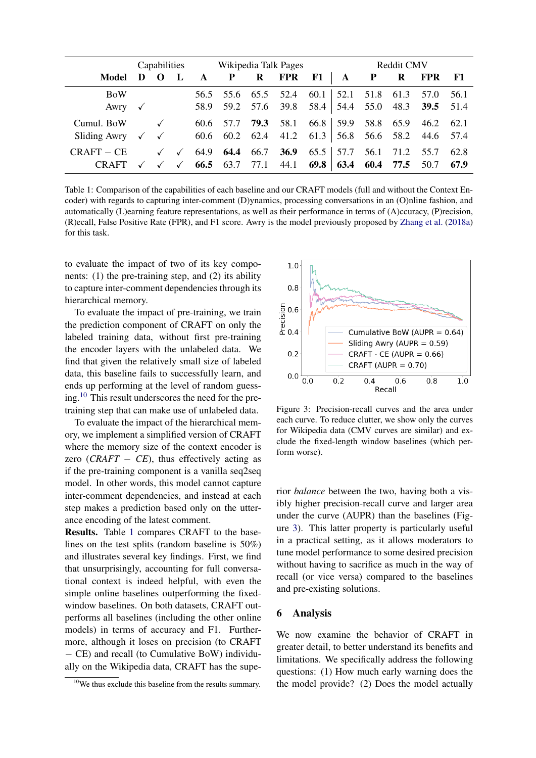| Model | Capabilities | | | Wikipedia Talk Pages | | | | | Reddit CMV | | | | |
|---|---|---|---|---|---|---|---|---|---|---|---|---|---|
| | **D** | **O** | **L** | **A** | **P** | **R** | **FPR** | **F1** | **A** | **P** | **R** | **FPR** | **F1** |
| BoW | | | | 56.5 | 55.6 | 65.5 | 52.4 | 60.1 | 52.1 | 51.8 | 61.3 | 57.0 | 56.1 |
| Awry | ✓ | | | 58.9 | 59.2 | 57.6 | 39.8 | 58.4 | 54.4 | 55.0 | 48.3 | **39.5** | 51.4 |
| Cumul. BoW | | ✓ | | 60.6 | 57.7 | **79.3** | 58.1 | 66.8 | 59.9 | 58.8 | 65.9 | 46.2 | 62.1 |
| Sliding Awry | ✓ | ✓ | | 60.6 | 60.2 | 62.4 | 41.2 | 61.3 | 56.8 | 56.6 | 58.2 | 44.6 | 57.4 |
| CRAFT − CE | | ✓ | ✓ | 64.9 | **64.4** | 66.7 | **36.9** | 65.5 | 57.7 | 56.1 | 71.2 | 55.7 | 62.8 |
| CRAFT | ✓ | ✓ | ✓ | **66.5** | 63.7 | 77.1 | 44.1 | **69.8** | **63.4** | **60.4** | **77.5** | 50.7 | **67.9** |

Table 1: Comparison of the capabilities of each baseline and our CRAFT models (full and without the Context Encoder) with regards to capturing inter-comment (D)ynamics, processing conversations in an (O)nline fashion, and automatically (L)earning feature representations, as well as their performance in terms of (A)ccuracy, (P)recision, (R)ecall, False Positive Rate (FPR), and F1 score. Awry is the model previously proposed by Zhang et al. (2018a) for this task.

to evaluate the impact of two of its key components: (1) the pre-training step, and (2) its ability to capture inter-comment dependencies through its hierarchical memory.

To evaluate the impact of pre-training, we train the prediction component of CRAFT on only the labeled training data, without first pre-training the encoder layers with the unlabeled data. We find that given the relatively small size of labeled data, this baseline fails to successfully learn, and ends up performing at the level of random guessing.[10] This result underscores the need for the pre-training step that can make use of unlabeled data.

To evaluate the impact of the hierarchical memory, we implement a simplified version of CRAFT where the memory size of the context encoder is zero (*CRAFT − CE*), thus effectively acting as if the pre-training component is a vanilla seq2seq model. In other words, this model cannot capture inter-comment dependencies, and instead at each step makes a prediction based only on the utterance encoding of the latest comment.

**Results.** Table 1 compares CRAFT to the baselines on the test splits (random baseline is 50%) and illustrates several key findings. First, we find that unsurprisingly, accounting for full conversational context is indeed helpful, with even the simple online baselines outperforming the fixed-window baselines. On both datasets, CRAFT outperforms all baselines (including the other online models) in terms of accuracy and F1. Furthermore, although it loses on precision (to CRAFT − CE) and recall (to Cumulative BoW) individually on the Wikipedia data, CRAFT has the superior *balance* between the two, having both a visibly higher precision-recall curve and larger area under the curve (AUPR) than the baselines (Figure 3). This latter property is particularly useful in a practical setting, as it allows moderators to tune model performance to some desired precision without having to sacrifice as much in the way of recall (or vice versa) compared to the baselines and pre-existing solutions.

[10] We thus exclude this baseline from the results summary.

Figure 3: Precision-recall curves and the area under each curve. To reduce clutter, we show only the curves for Wikipedia data (CMV curves are similar) and exclude the fixed-length window baselines (which perform worse).

## 6 Analysis

We now examine the behavior of CRAFT in greater detail, to better understand its benefits and limitations. We specifically address the following questions: (1) How much early warning does the model provide? (2) Does the model actually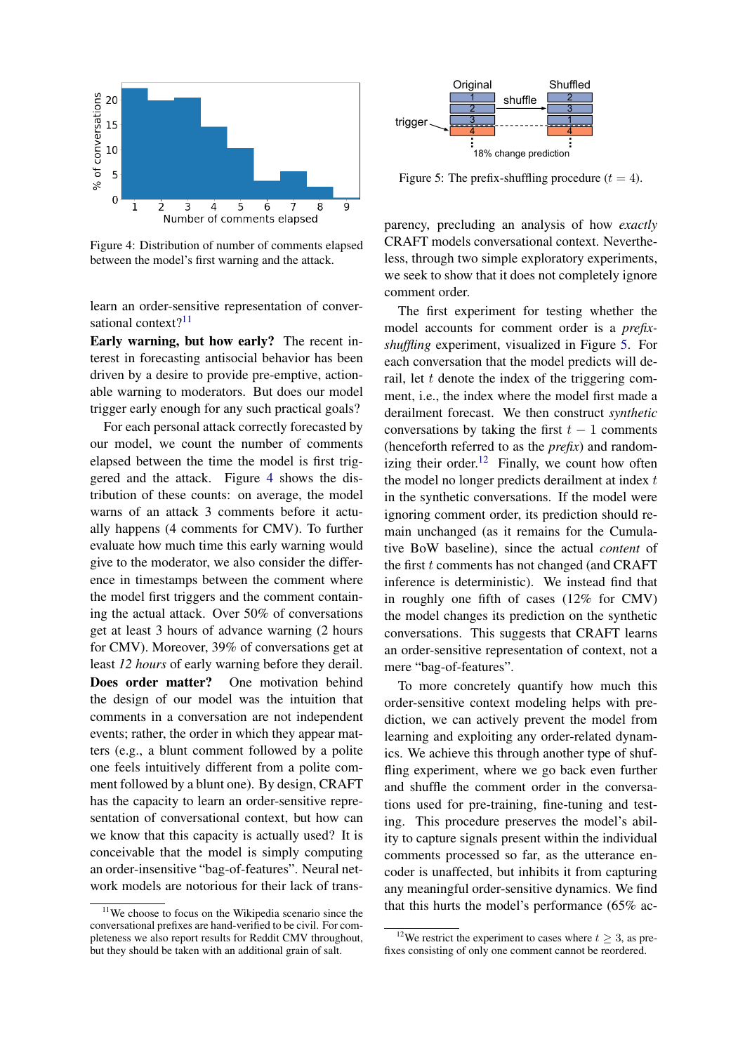Figure 4: Distribution of number of comments elapsed between the model's first warning and the attack.

learn an order-sensitive representation of conversational context?[11]

**Early warning, but how early?** The recent interest in forecasting antisocial behavior has been driven by a desire to provide pre-emptive, actionable warning to moderators. But does our model trigger early enough for any such practical goals?

For each personal attack correctly forecasted by our model, we count the number of comments elapsed between the time the model is first triggered and the attack. Figure 4 shows the distribution of these counts: on average, the model warns of an attack 3 comments before it actually happens (4 comments for CMV). To further evaluate how much time this early warning would give to the moderator, we also consider the difference in timestamps between the comment where the model first triggers and the comment containing the actual attack. Over 50% of conversations get at least 3 hours of advance warning (2 hours for CMV). Moreover, 39% of conversations get at least *12 hours* of early warning before they derail.

**Does order matter?** One motivation behind the design of our model was the intuition that comments in a conversation are not independent events; rather, the order in which they appear matters (e.g., a blunt comment followed by a polite one feels intuitively different from a polite comment followed by a blunt one). By design, CRAFT has the capacity to learn an order-sensitive representation of conversational context, but how can we know that this capacity is actually used? It is conceivable that the model is simply computing an order-insensitive "bag-of-features". Neural network models are notorious for their lack of transparency, precluding an analysis of how *exactly* CRAFT models conversational context. Nevertheless, through two simple exploratory experiments, we seek to show that it does not completely ignore comment order.

Figure 5: The prefix-shuffling procedure ($t = 4$).

The first experiment for testing whether the model accounts for comment order is a *prefix-shuffling* experiment, visualized in Figure 5. For each conversation that the model predicts will derail, let $t$ denote the index of the triggering comment, i.e., the index where the model first made a derailment forecast. We then construct *synthetic* conversations by taking the first $t - 1$ comments (henceforth referred to as the *prefix*) and randomizing their order.[12] Finally, we count how often the model no longer predicts derailment at index $t$ in the synthetic conversations. If the model were ignoring comment order, its prediction should remain unchanged (as it remains for the Cumulative BoW baseline), since the actual *content* of the first $t$ comments has not changed (and CRAFT inference is deterministic). We instead find that in roughly one fifth of cases (12% for CMV) the model changes its prediction on the synthetic conversations. This suggests that CRAFT learns an order-sensitive representation of context, not a mere "bag-of-features".

To more concretely quantify how much this order-sensitive context modeling helps with prediction, we can actively prevent the model from learning and exploiting any order-related dynamics. We achieve this through another type of shuffling experiment, where we go back even further and shuffle the comment order in the conversations used for pre-training, fine-tuning and testing. This procedure preserves the model's ability to capture signals present within the individual comments processed so far, as the utterance encoder is unaffected, but inhibits it from capturing any meaningful order-sensitive dynamics. We find that this hurts the model's performance (65% ac-

[11] We choose to focus on the Wikipedia scenario since the conversational prefixes are hand-verified to be civil. For completeness we also report results for Reddit CMV throughout, but they should be taken with an additional grain of salt.

[12] We restrict the experiment to cases where $t \geq 3$, as prefixes consisting of only one comment cannot be reordered.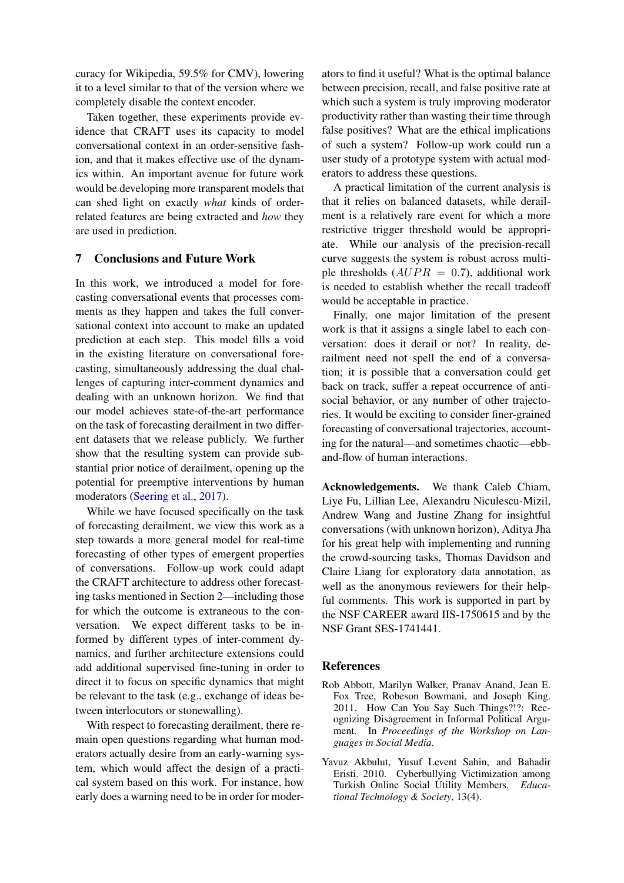curacy for Wikipedia, 59.5% for CMV), lowering it to a level similar to that of the version where we completely disable the context encoder.

Taken together, these experiments provide evidence that CRAFT uses its capacity to model conversational context in an order-sensitive fashion, and that it makes effective use of the dynamics within. An important avenue for future work would be developing more transparent models that can shed light on exactly *what* kinds of order-related features are being extracted and *how* they are used in prediction.

## 7 Conclusions and Future Work

In this work, we introduced a model for forecasting conversational events that processes comments as they happen and takes the full conversational context into account to make an updated prediction at each step. This model fills a void in the existing literature on conversational forecasting, simultaneously addressing the dual challenges of capturing inter-comment dynamics and dealing with an unknown horizon. We find that our model achieves state-of-the-art performance on the task of forecasting derailment in two different datasets that we release publicly. We further show that the resulting system can provide substantial prior notice of derailment, opening up the potential for preemptive interventions by human moderators (Seering et al., 2017).

While we have focused specifically on the task of forecasting derailment, we view this work as a step towards a more general model for real-time forecasting of other types of emergent properties of conversations. Follow-up work could adapt the CRAFT architecture to address other forecasting tasks mentioned in Section 2—including those for which the outcome is extraneous to the conversation. We expect different tasks to be informed by different types of inter-comment dynamics, and further architecture extensions could add additional supervised fine-tuning in order to direct it to focus on specific dynamics that might be relevant to the task (e.g., exchange of ideas between interlocutors or stonewalling).

With respect to forecasting derailment, there remain open questions regarding what human moderators actually desire from an early-warning system, which would affect the design of a practical system based on this work. For instance, how early does a warning need to be in order for moderators to find it useful? What is the optimal balance between precision, recall, and false positive rate at which such a system is truly improving moderator productivity rather than wasting their time through false positives? What are the ethical implications of such a system? Follow-up work could run a user study of a prototype system with actual moderators to address these questions.

A practical limitation of the current analysis is that it relies on balanced datasets, while derailment is a relatively rare event for which a more restrictive trigger threshold would be appropriate. While our analysis of the precision-recall curve suggests the system is robust across multiple thresholds ($AUPR = 0.7$), additional work is needed to establish whether the recall tradeoff would be acceptable in practice.

Finally, one major limitation of the present work is that it assigns a single label to each conversation: does it derail or not? In reality, derailment need not spell the end of a conversation; it is possible that a conversation could get back on track, suffer a repeat occurrence of antisocial behavior, or any number of other trajectories. It would be exciting to consider finer-grained forecasting of conversational trajectories, accounting for the natural—and sometimes chaotic—ebb-and-flow of human interactions.

**Acknowledgements.** We thank Caleb Chiam, Liye Fu, Lillian Lee, Alexandru Niculescu-Mizil, Andrew Wang and Justine Zhang for insightful conversations (with unknown horizon), Aditya Jha for his great help with implementing and running the crowd-sourcing tasks, Thomas Davidson and Claire Liang for exploratory data annotation, as well as the anonymous reviewers for their helpful comments. This work is supported in part by the NSF CAREER award IIS-1750615 and by the NSF Grant SES-1741441.

## References

Rob Abbott, Marilyn Walker, Pranav Anand, Jean E. Fox Tree, Robeson Bowmani, and Joseph King. 2011. How Can You Say Such Things?!?: Recognizing Disagreement in Informal Political Argument. In *Proceedings of the Workshop on Languages in Social Media*.

Yavuz Akbulut, Yusuf Levent Sahin, and Bahadir Eristi. 2010. Cyberbullying Victimization among Turkish Online Social Utility Members. *Educational Technology & Society*, 13(4).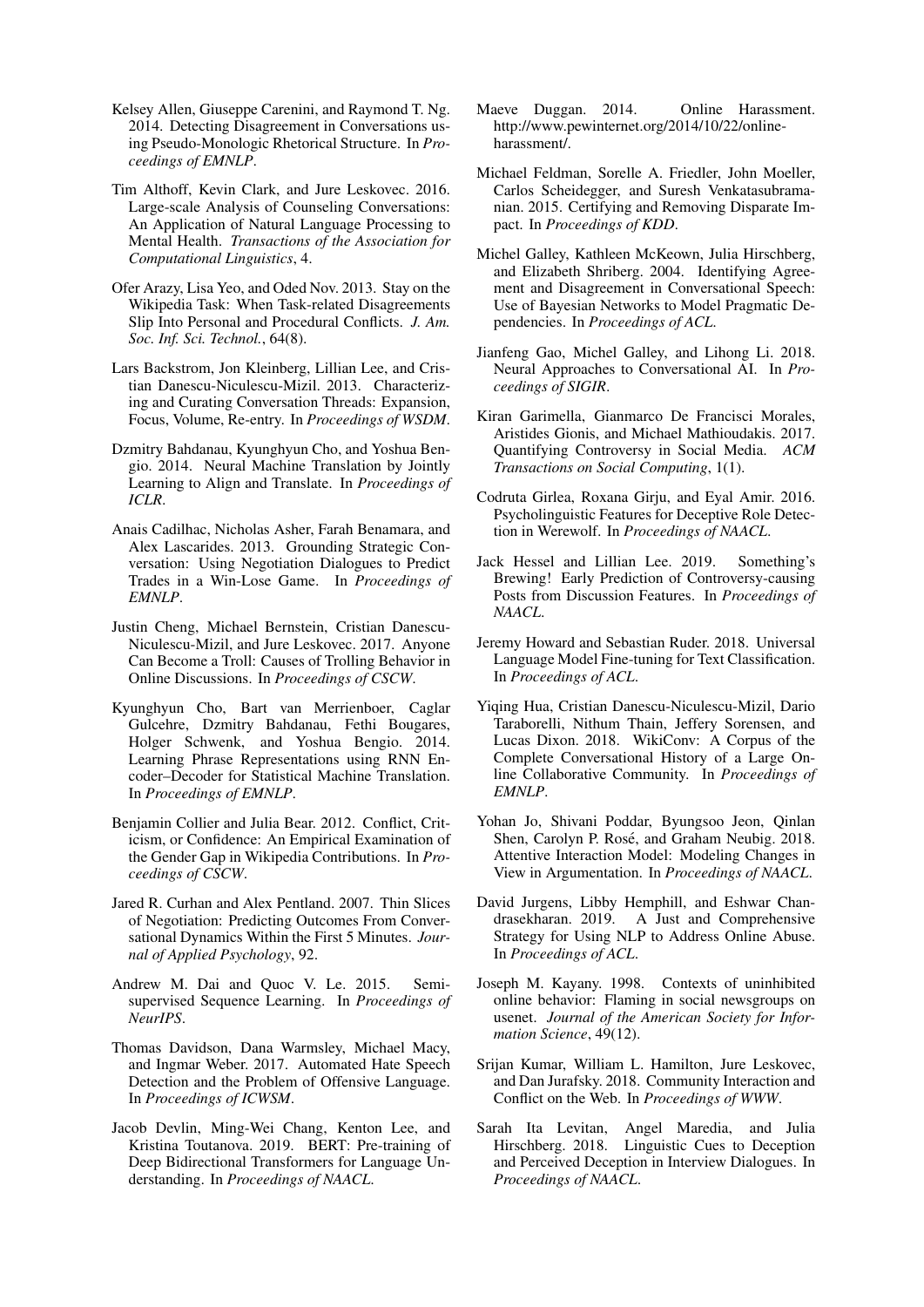Kelsey Allen, Giuseppe Carenini, and Raymond T. Ng. 2014. Detecting Disagreement in Conversations using Pseudo-Monologic Rhetorical Structure. In *Proceedings of EMNLP*.

Tim Althoff, Kevin Clark, and Jure Leskovec. 2016. Large-scale Analysis of Counseling Conversations: An Application of Natural Language Processing to Mental Health. *Transactions of the Association for Computational Linguistics*, 4.

Ofer Arazy, Lisa Yeo, and Oded Nov. 2013. Stay on the Wikipedia Task: When Task-related Disagreements Slip Into Personal and Procedural Conflicts. *J. Am. Soc. Inf. Sci. Technol.*, 64(8).

Lars Backstrom, Jon Kleinberg, Lillian Lee, and Cristian Danescu-Niculescu-Mizil. 2013. Characterizing and Curating Conversation Threads: Expansion, Focus, Volume, Re-entry. In *Proceedings of WSDM*.

Dzmitry Bahdanau, Kyunghyun Cho, and Yoshua Bengio. 2014. Neural Machine Translation by Jointly Learning to Align and Translate. In *Proceedings of ICLR*.

Anais Cadilhac, Nicholas Asher, Farah Benamara, and Alex Lascarides. 2013. Grounding Strategic Conversation: Using Negotiation Dialogues to Predict Trades in a Win-Lose Game. In *Proceedings of EMNLP*.

Justin Cheng, Michael Bernstein, Cristian Danescu-Niculescu-Mizil, and Jure Leskovec. 2017. Anyone Can Become a Troll: Causes of Trolling Behavior in Online Discussions. In *Proceedings of CSCW*.

Kyunghyun Cho, Bart van Merrienboer, Caglar Gulcehre, Dzmitry Bahdanau, Fethi Bougares, Holger Schwenk, and Yoshua Bengio. 2014. Learning Phrase Representations using RNN Encoder–Decoder for Statistical Machine Translation. In *Proceedings of EMNLP*.

Benjamin Collier and Julia Bear. 2012. Conflict, Criticism, or Confidence: An Empirical Examination of the Gender Gap in Wikipedia Contributions. In *Proceedings of CSCW*.

Jared R. Curhan and Alex Pentland. 2007. Thin Slices of Negotiation: Predicting Outcomes From Conversational Dynamics Within the First 5 Minutes. *Journal of Applied Psychology*, 92.

Andrew M. Dai and Quoc V. Le. 2015. Semi-supervised Sequence Learning. In *Proceedings of NeurIPS*.

Thomas Davidson, Dana Warmsley, Michael Macy, and Ingmar Weber. 2017. Automated Hate Speech Detection and the Problem of Offensive Language. In *Proceedings of ICWSM*.

Jacob Devlin, Ming-Wei Chang, Kenton Lee, and Kristina Toutanova. 2019. BERT: Pre-training of Deep Bidirectional Transformers for Language Understanding. In *Proceedings of NAACL*.

Maeve Duggan. 2014. Online Harassment. http://www.pewinternet.org/2014/10/22/online-harassment/.

Michael Feldman, Sorelle A. Friedler, John Moeller, Carlos Scheidegger, and Suresh Venkatasubramanian. 2015. Certifying and Removing Disparate Impact. In *Proceedings of KDD*.

Michel Galley, Kathleen McKeown, Julia Hirschberg, and Elizabeth Shriberg. 2004. Identifying Agreement and Disagreement in Conversational Speech: Use of Bayesian Networks to Model Pragmatic Dependencies. In *Proceedings of ACL*.

Jianfeng Gao, Michel Galley, and Lihong Li. 2018. Neural Approaches to Conversational AI. In *Proceedings of SIGIR*.

Kiran Garimella, Gianmarco De Francisci Morales, Aristides Gionis, and Michael Mathioudakis. 2017. Quantifying Controversy in Social Media. *ACM Transactions on Social Computing*, 1(1).

Codruta Girlea, Roxana Girju, and Eyal Amir. 2016. Psycholinguistic Features for Deceptive Role Detection in Werewolf. In *Proceedings of NAACL*.

Jack Hessel and Lillian Lee. 2019. Something's Brewing! Early Prediction of Controversy-causing Posts from Discussion Features. In *Proceedings of NAACL*.

Jeremy Howard and Sebastian Ruder. 2018. Universal Language Model Fine-tuning for Text Classification. In *Proceedings of ACL*.

Yiqing Hua, Cristian Danescu-Niculescu-Mizil, Dario Taraborelli, Nithum Thain, Jeffery Sorensen, and Lucas Dixon. 2018. WikiConv: A Corpus of the Complete Conversational History of a Large Online Collaborative Community. In *Proceedings of EMNLP*.

Yohan Jo, Shivani Poddar, Byungsoo Jeon, Qinlan Shen, Carolyn P. Rosé, and Graham Neubig. 2018. Attentive Interaction Model: Modeling Changes in View in Argumentation. In *Proceedings of NAACL*.

David Jurgens, Libby Hemphill, and Eshwar Chandrasekharan. 2019. A Just and Comprehensive Strategy for Using NLP to Address Online Abuse. In *Proceedings of ACL*.

Joseph M. Kayany. 1998. Contexts of uninhibited online behavior: Flaming in social newsgroups on usenet. *Journal of the American Society for Information Science*, 49(12).

Srijan Kumar, William L. Hamilton, Jure Leskovec, and Dan Jurafsky. 2018. Community Interaction and Conflict on the Web. In *Proceedings of WWW*.

Sarah Ita Levitan, Angel Maredia, and Julia Hirschberg. 2018. Linguistic Cues to Deception and Perceived Deception in Interview Dialogues. In *Proceedings of NAACL*.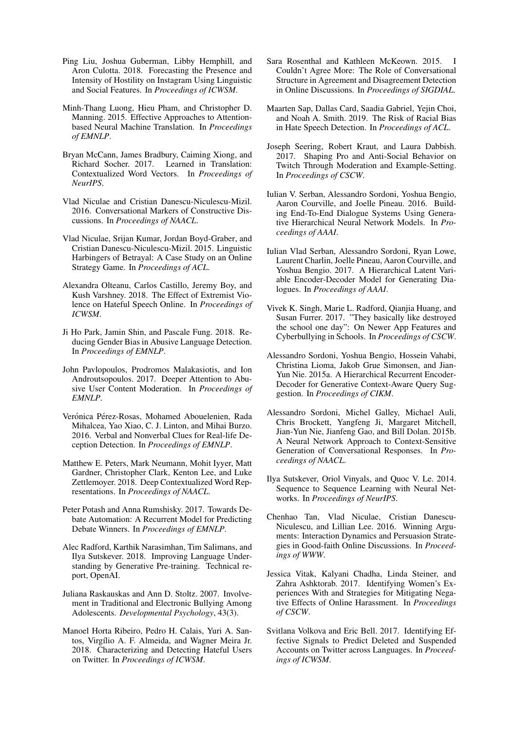Ping Liu, Joshua Guberman, Libby Hemphill, and Aron Culotta. 2018. Forecasting the Presence and Intensity of Hostility on Instagram Using Linguistic and Social Features. In *Proceedings of ICWSM*.

Minh-Thang Luong, Hieu Pham, and Christopher D. Manning. 2015. Effective Approaches to Attention-based Neural Machine Translation. In *Proceedings of EMNLP*.

Bryan McCann, James Bradbury, Caiming Xiong, and Richard Socher. 2017. Learned in Translation: Contextualized Word Vectors. In *Proceedings of NeurIPS*.

Vlad Niculae and Cristian Danescu-Niculescu-Mizil. 2016. Conversational Markers of Constructive Discussions. In *Proceedings of NAACL*.

Vlad Niculae, Srijan Kumar, Jordan Boyd-Graber, and Cristian Danescu-Niculescu-Mizil. 2015. Linguistic Harbingers of Betrayal: A Case Study on an Online Strategy Game. In *Proceedings of ACL*.

Alexandra Olteanu, Carlos Castillo, Jeremy Boy, and Kush Varshney. 2018. The Effect of Extremist Violence on Hateful Speech Online. In *Proceedings of ICWSM*.

Ji Ho Park, Jamin Shin, and Pascale Fung. 2018. Reducing Gender Bias in Abusive Language Detection. In *Proceedings of EMNLP*.

John Pavlopoulos, Prodromos Malakasiotis, and Ion Androutsopoulos. 2017. Deeper Attention to Abusive User Content Moderation. In *Proceedings of EMNLP*.

Verónica Pérez-Rosas, Mohamed Abouelenien, Rada Mihalcea, Yao Xiao, C. J. Linton, and Mihai Burzo. 2016. Verbal and Nonverbal Clues for Real-life Deception Detection. In *Proceedings of EMNLP*.

Matthew E. Peters, Mark Neumann, Mohit Iyyer, Matt Gardner, Christopher Clark, Kenton Lee, and Luke Zettlemoyer. 2018. Deep Contextualized Word Representations. In *Proceedings of NAACL*.

Peter Potash and Anna Rumshisky. 2017. Towards Debate Automation: A Recurrent Model for Predicting Debate Winners. In *Proceedings of EMNLP*.

Alec Radford, Karthik Narasimhan, Tim Salimans, and Ilya Sutskever. 2018. Improving Language Understanding by Generative Pre-training. Technical report, OpenAI.

Juliana Raskauskas and Ann D. Stoltz. 2007. Involvement in Traditional and Electronic Bullying Among Adolescents. *Developmental Psychology*, 43(3).

Manoel Horta Ribeiro, Pedro H. Calais, Yuri A. Santos, Virgílio A. F. Almeida, and Wagner Meira Jr. 2018. Characterizing and Detecting Hateful Users on Twitter. In *Proceedings of ICWSM*.

Sara Rosenthal and Kathleen McKeown. 2015. I Couldn't Agree More: The Role of Conversational Structure in Agreement and Disagreement Detection in Online Discussions. In *Proceedings of SIGDIAL*.

Maarten Sap, Dallas Card, Saadia Gabriel, Yejin Choi, and Noah A. Smith. 2019. The Risk of Racial Bias in Hate Speech Detection. In *Proceedings of ACL*.

Joseph Seering, Robert Kraut, and Laura Dabbish. 2017. Shaping Pro and Anti-Social Behavior on Twitch Through Moderation and Example-Setting. In *Proceedings of CSCW*.

Iulian V. Serban, Alessandro Sordoni, Yoshua Bengio, Aaron Courville, and Joelle Pineau. 2016. Building End-To-End Dialogue Systems Using Generative Hierarchical Neural Network Models. In *Proceedings of AAAI*.

Iulian Vlad Serban, Alessandro Sordoni, Ryan Lowe, Laurent Charlin, Joelle Pineau, Aaron Courville, and Yoshua Bengio. 2017. A Hierarchical Latent Variable Encoder-Decoder Model for Generating Dialogues. In *Proceedings of AAAI*.

Vivek K. Singh, Marie L. Radford, Qianjia Huang, and Susan Furrer. 2017. "They basically like destroyed the school one day": On Newer App Features and Cyberbullying in Schools. In *Proceedings of CSCW*.

Alessandro Sordoni, Yoshua Bengio, Hossein Vahabi, Christina Lioma, Jakob Grue Simonsen, and Jian-Yun Nie. 2015a. A Hierarchical Recurrent Encoder-Decoder for Generative Context-Aware Query Suggestion. In *Proceedings of CIKM*.

Alessandro Sordoni, Michel Galley, Michael Auli, Chris Brockett, Yangfeng Ji, Margaret Mitchell, Jian-Yun Nie, Jianfeng Gao, and Bill Dolan. 2015b. A Neural Network Approach to Context-Sensitive Generation of Conversational Responses. In *Proceedings of NAACL*.

Ilya Sutskever, Oriol Vinyals, and Quoc V. Le. 2014. Sequence to Sequence Learning with Neural Networks. In *Proceedings of NeurIPS*.

Chenhao Tan, Vlad Niculae, Cristian Danescu-Niculescu, and Lillian Lee. 2016. Winning Arguments: Interaction Dynamics and Persuasion Strategies in Good-faith Online Discussions. In *Proceedings of WWW*.

Jessica Vitak, Kalyani Chadha, Linda Steiner, and Zahra Ashktorab. 2017. Identifying Women's Experiences With and Strategies for Mitigating Negative Effects of Online Harassment. In *Proceedings of CSCW*.

Svitlana Volkova and Eric Bell. 2017. Identifying Effective Signals to Predict Deleted and Suspended Accounts on Twitter across Languages. In *Proceedings of ICWSM*.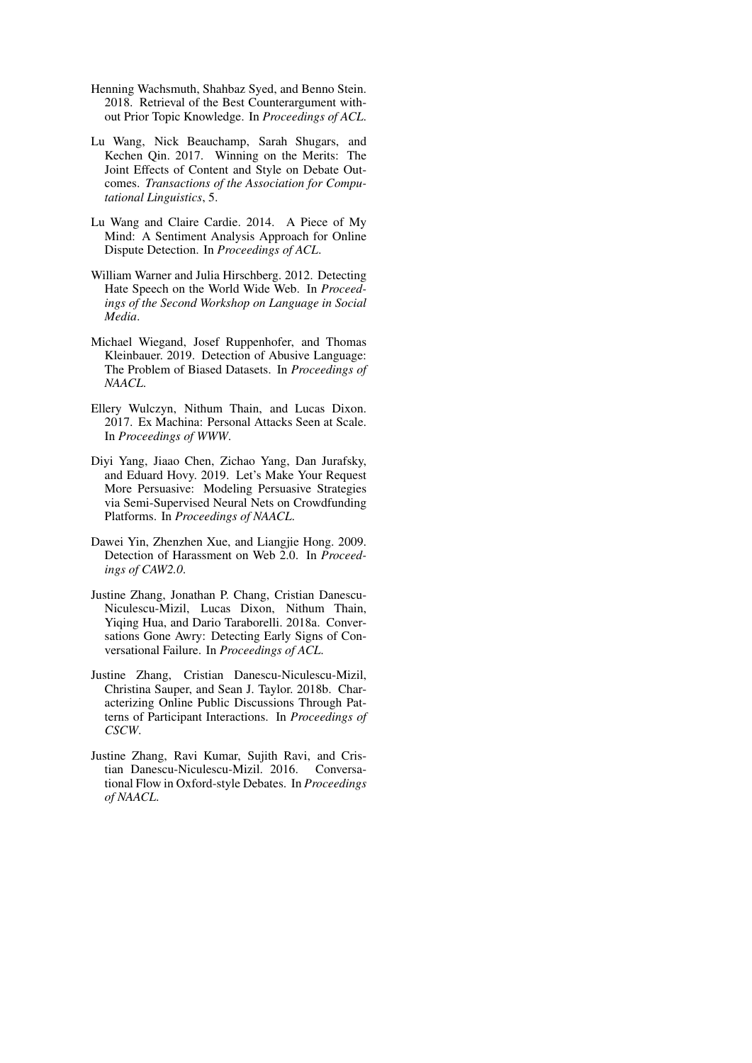Henning Wachsmuth, Shahbaz Syed, and Benno Stein. 2018. Retrieval of the Best Counterargument without Prior Topic Knowledge. In *Proceedings of ACL*.

Lu Wang, Nick Beauchamp, Sarah Shugars, and Kechen Qin. 2017. Winning on the Merits: The Joint Effects of Content and Style on Debate Outcomes. *Transactions of the Association for Computational Linguistics*, 5.

Lu Wang and Claire Cardie. 2014. A Piece of My Mind: A Sentiment Analysis Approach for Online Dispute Detection. In *Proceedings of ACL*.

William Warner and Julia Hirschberg. 2012. Detecting Hate Speech on the World Wide Web. In *Proceedings of the Second Workshop on Language in Social Media*.

Michael Wiegand, Josef Ruppenhofer, and Thomas Kleinbauer. 2019. Detection of Abusive Language: The Problem of Biased Datasets. In *Proceedings of NAACL*.

Ellery Wulczyn, Nithum Thain, and Lucas Dixon. 2017. Ex Machina: Personal Attacks Seen at Scale. In *Proceedings of WWW*.

Diyi Yang, Jiaao Chen, Zichao Yang, Dan Jurafsky, and Eduard Hovy. 2019. Let's Make Your Request More Persuasive: Modeling Persuasive Strategies via Semi-Supervised Neural Nets on Crowdfunding Platforms. In *Proceedings of NAACL*.

Dawei Yin, Zhenzhen Xue, and Liangjie Hong. 2009. Detection of Harassment on Web 2.0. In *Proceedings of CAW2.0*.

Justine Zhang, Jonathan P. Chang, Cristian Danescu-Niculescu-Mizil, Lucas Dixon, Nithum Thain, Yiqing Hua, and Dario Taraborelli. 2018a. Conversations Gone Awry: Detecting Early Signs of Conversational Failure. In *Proceedings of ACL*.

Justine Zhang, Cristian Danescu-Niculescu-Mizil, Christina Sauper, and Sean J. Taylor. 2018b. Characterizing Online Public Discussions Through Patterns of Participant Interactions. In *Proceedings of CSCW*.

Justine Zhang, Ravi Kumar, Sujith Ravi, and Cristian Danescu-Niculescu-Mizil. 2016. Conversational Flow in Oxford-style Debates. In *Proceedings of NAACL*.